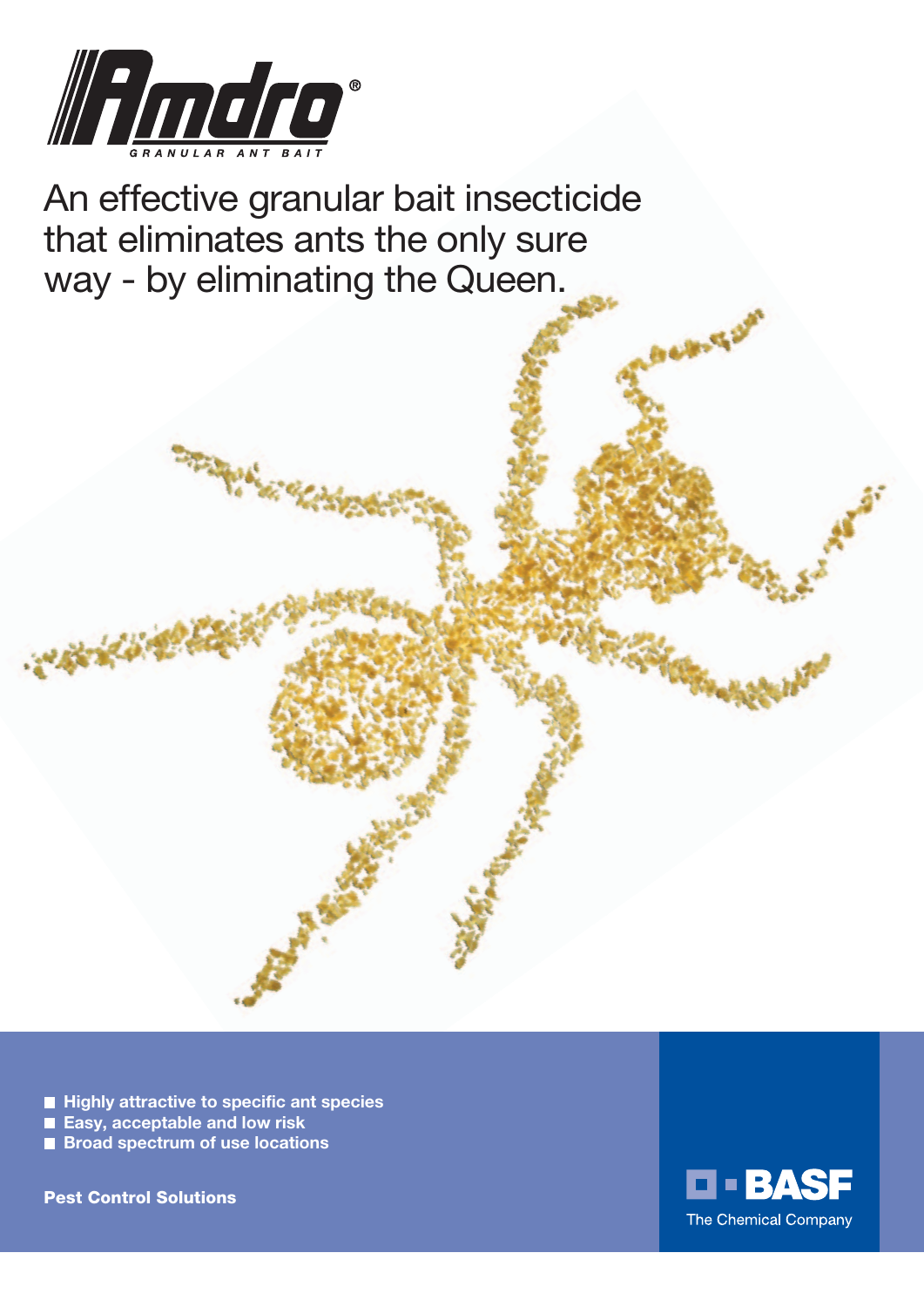# Amdro®

GRANULAR ANT BAIT

An effective granular bait insecticide that eliminates ants the only sure way - by eliminating the Queen.

- **Highly attractive to specific ant species**
- **Easy, acceptable and low risk**
- **Broad spectrum of use locations**

**Pest Control Solutions**

BASF

The Chemical Company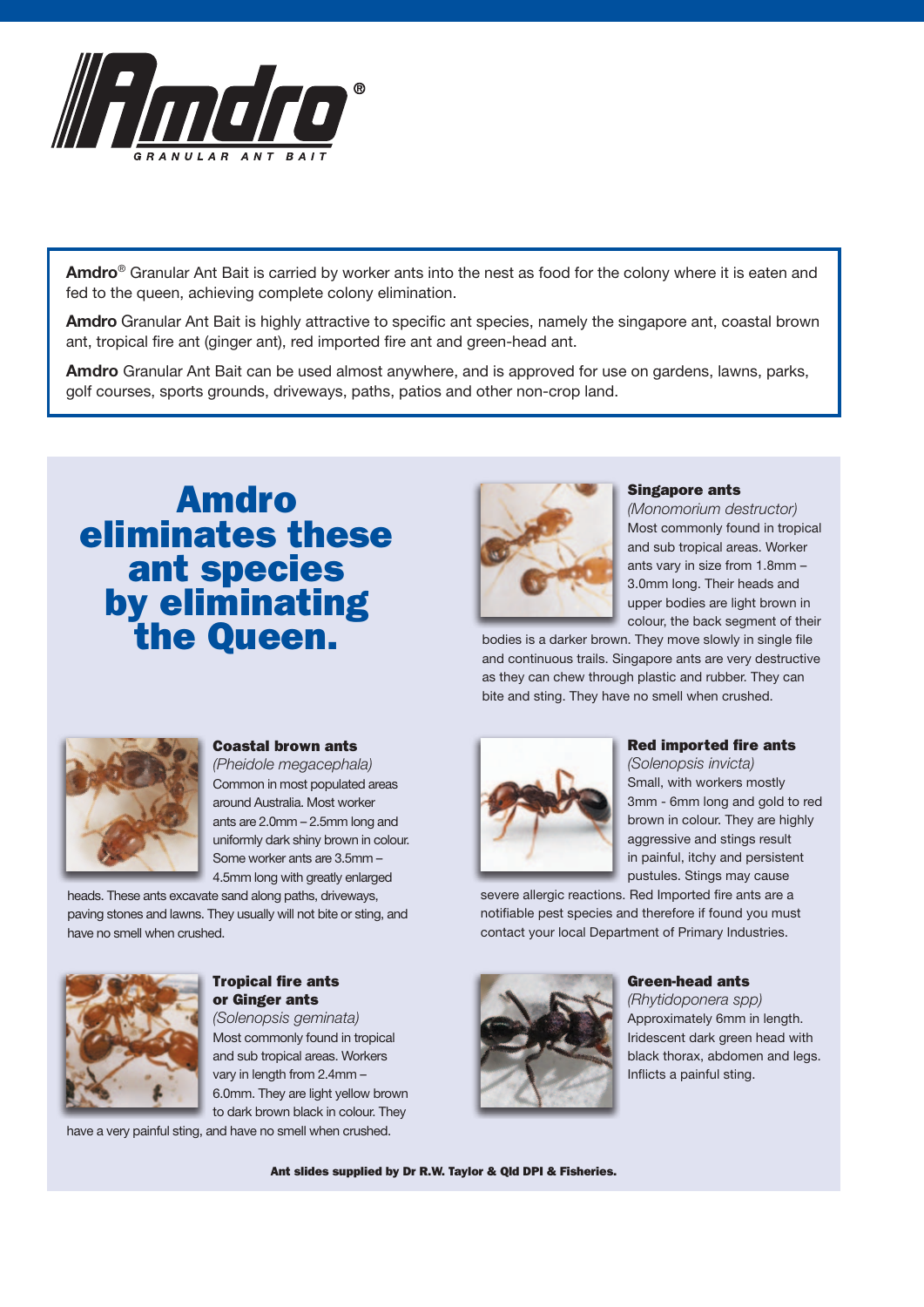# Amdro®

GRANULAR ANT BAIT

**Amdro**® Granular Ant Bait is carried by worker ants into the nest as food for the colony where it is eaten and fed to the queen, achieving complete colony elimination.

**Amdro** Granular Ant Bait is highly attractive to specific ant species, namely the singapore ant, coastal brown ant, tropical fire ant (ginger ant), red imported fire ant and green-head ant.

**Amdro** Granular Ant Bait can be used almost anywhere, and is approved for use on gardens, lawns, parks, golf courses, sports grounds, driveways, paths, patios and other non-crop land.

## Amdro eliminates these ant species by eliminating the Queen.

### Singapore ants

*(Monomorium destructor)*

Most commonly found in tropical and sub tropical areas. Worker ants vary in size from 1.8mm – 3.0mm long. Their heads and upper bodies are light brown in colour, the back segment of their bodies is a darker brown. They move slowly in single file and continuous trails. Singapore ants are very destructive as they can chew through plastic and rubber. They can bite and sting. They have no smell when crushed.

### Coastal brown ants

*(Pheidole megacephala)*

Common in most populated areas around Australia. Most worker ants are 2.0mm – 2.5mm long and uniformly dark shiny brown in colour. Some worker ants are 3.5mm – 4.5mm long with greatly enlarged heads. These ants excavate sand along paths, driveways, paving stones and lawns. They usually will not bite or sting, and have no smell when crushed.

### Red imported fire ants

*(Solenopsis invicta)*

Small, with workers mostly 3mm - 6mm long and gold to red brown in colour. They are highly aggressive and stings result in painful, itchy and persistent pustules. Stings may cause severe allergic reactions. Red Imported fire ants are a notifiable pest species and therefore if found you must contact your local Department of Primary Industries.

### Tropical fire ants or Ginger ants

*(Solenopsis geminata)*

Most commonly found in tropical and sub tropical areas. Workers vary in length from 2.4mm – 6.0mm. They are light yellow brown to dark brown black in colour. They have a very painful sting, and have no smell when crushed.

### Green-head ants

*(Rhytidoponera spp)*

Approximately 6mm in length. Iridescent dark green head with black thorax, abdomen and legs. Inflicts a painful sting.

**Ant slides supplied by Dr R.W. Taylor & Qld DPI & Fisheries.**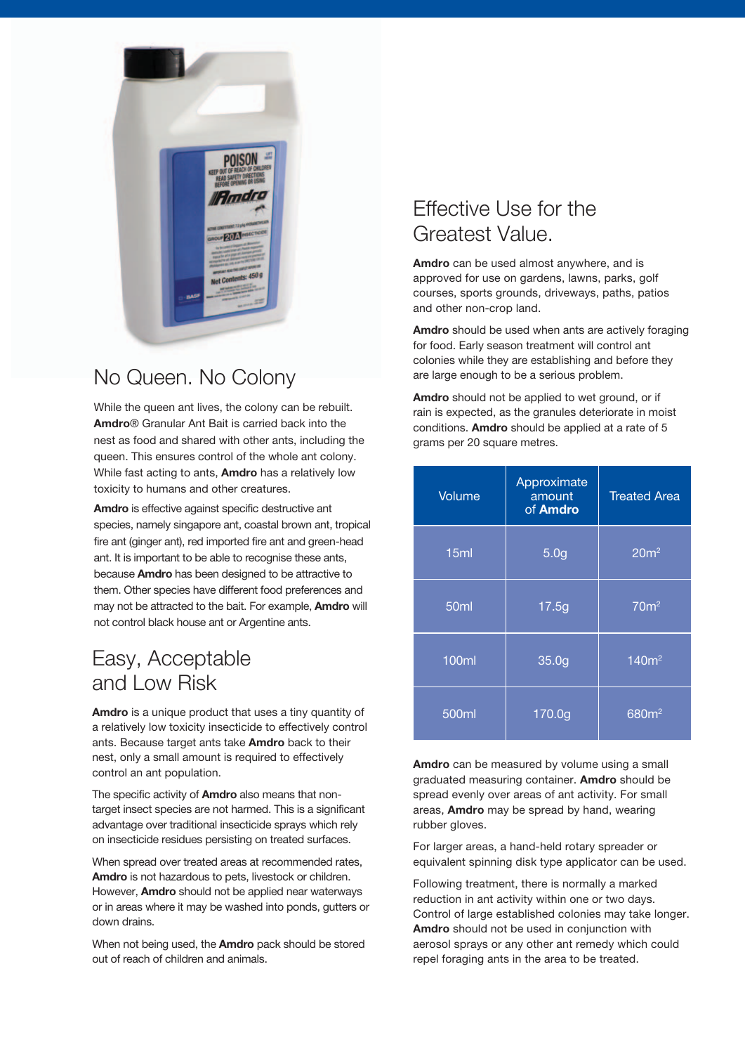## No Queen. No Colony

While the queen ant lives, the colony can be rebuilt. **Amdro**® Granular Ant Bait is carried back into the nest as food and shared with other ants, including the queen. This ensures control of the whole ant colony. While fast acting to ants, **Amdro** has a relatively low toxicity to humans and other creatures.

**Amdro** is effective against specific destructive ant species, namely singapore ant, coastal brown ant, tropical fire ant (ginger ant), red imported fire ant and green-head ant. It is important to be able to recognise these ants, because **Amdro** has been designed to be attractive to them. Other species have different food preferences and may not be attracted to the bait. For example, **Amdro** will not control black house ant or Argentine ants.

## Easy, Acceptable and Low Risk

**Amdro** is a unique product that uses a tiny quantity of a relatively low toxicity insecticide to effectively control ants. Because target ants take **Amdro** back to their nest, only a small amount is required to effectively control an ant population.

The specific activity of **Amdro** also means that non-target insect species are not harmed. This is a significant advantage over traditional insecticide sprays which rely on insecticide residues persisting on treated surfaces.

When spread over treated areas at recommended rates, **Amdro** is not hazardous to pets, livestock or children. However, **Amdro** should not be applied near waterways or in areas where it may be washed into ponds, gutters or down drains.

When not being used, the **Amdro** pack should be stored out of reach of children and animals.

## Effective Use for the Greatest Value.

**Amdro** can be used almost anywhere, and is approved for use on gardens, lawns, parks, golf courses, sports grounds, driveways, paths, patios and other non-crop land.

**Amdro** should be used when ants are actively foraging for food. Early season treatment will control ant colonies while they are establishing and before they are large enough to be a serious problem.

**Amdro** should not be applied to wet ground, or if rain is expected, as the granules deteriorate in moist conditions. **Amdro** should be applied at a rate of 5 grams per 20 square metres.

| Volume | Approximate amount of **Amdro** | Treated Area |
|---|---|---|
| 15ml | 5.0g | 20m$^2$ |
| 50ml | 17.5g | 70m$^2$ |
| 100ml | 35.0g | 140m$^2$ |
| 500ml | 170.0g | 680m$^2$ |

**Amdro** can be measured by volume using a small graduated measuring container. **Amdro** should be spread evenly over areas of ant activity. For small areas, **Amdro** may be spread by hand, wearing rubber gloves.

For larger areas, a hand-held rotary spreader or equivalent spinning disk type applicator can be used.

Following treatment, there is normally a marked reduction in ant activity within one or two days. Control of large established colonies may take longer. **Amdro** should not be used in conjunction with aerosol sprays or any other ant remedy which could repel foraging ants in the area to be treated.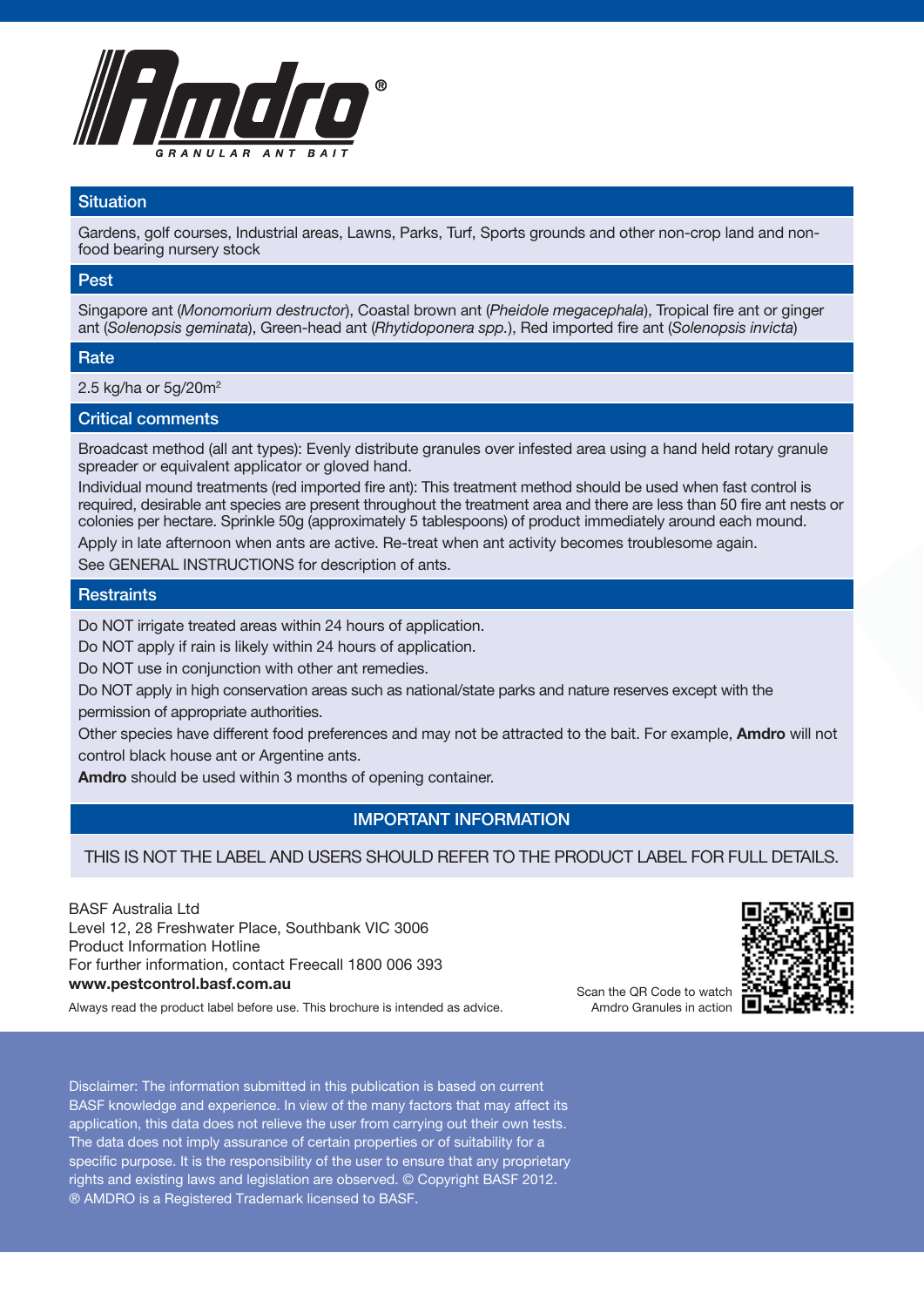# Amdro®

GRANULAR ANT BAIT

## Situation

Gardens, golf courses, Industrial areas, Lawns, Parks, Turf, Sports grounds and other non-crop land and non-food bearing nursery stock

## Pest

Singapore ant (*Monomorium destructor*), Coastal brown ant (*Pheidole megacephala*), Tropical fire ant or ginger ant (*Solenopsis geminata*), Green-head ant (*Rhytidoponera spp.*), Red imported fire ant (*Solenopsis invicta*)

## Rate

2.5 kg/ha or 5g/20m$^2$

## Critical comments

Broadcast method (all ant types): Evenly distribute granules over infested area using a hand held rotary granule spreader or equivalent applicator or gloved hand.

Individual mound treatments (red imported fire ant): This treatment method should be used when fast control is required, desirable ant species are present throughout the treatment area and there are less than 50 fire ant nests or colonies per hectare. Sprinkle 50g (approximately 5 tablespoons) of product immediately around each mound.

Apply in late afternoon when ants are active. Re-treat when ant activity becomes troublesome again.

See GENERAL INSTRUCTIONS for description of ants.

## Restraints

Do NOT irrigate treated areas within 24 hours of application.

Do NOT apply if rain is likely within 24 hours of application.

Do NOT use in conjunction with other ant remedies.

Do NOT apply in high conservation areas such as national/state parks and nature reserves except with the permission of appropriate authorities.

Other species have different food preferences and may not be attracted to the bait. For example, **Amdro** will not control black house ant or Argentine ants.

**Amdro** should be used within 3 months of opening container.

## IMPORTANT INFORMATION

THIS IS NOT THE LABEL AND USERS SHOULD REFER TO THE PRODUCT LABEL FOR FULL DETAILS.

BASF Australia Ltd
Level 12, 28 Freshwater Place, Southbank VIC 3006
Product Information Hotline
For further information, contact Freecall 1800 006 393
**www.pestcontrol.basf.com.au**

Always read the product label before use. This brochure is intended as advice.

Scan the QR Code to watch Amdro Granules in action

Disclaimer: The information submitted in this publication is based on current BASF knowledge and experience. In view of the many factors that may affect its application, this data does not relieve the user from carrying out their own tests. The data does not imply assurance of certain properties or of suitability for a specific purpose. It is the responsibility of the user to ensure that any proprietary rights and existing laws and legislation are observed. © Copyright BASF 2012. ® AMDRO is a Registered Trademark licensed to BASF.